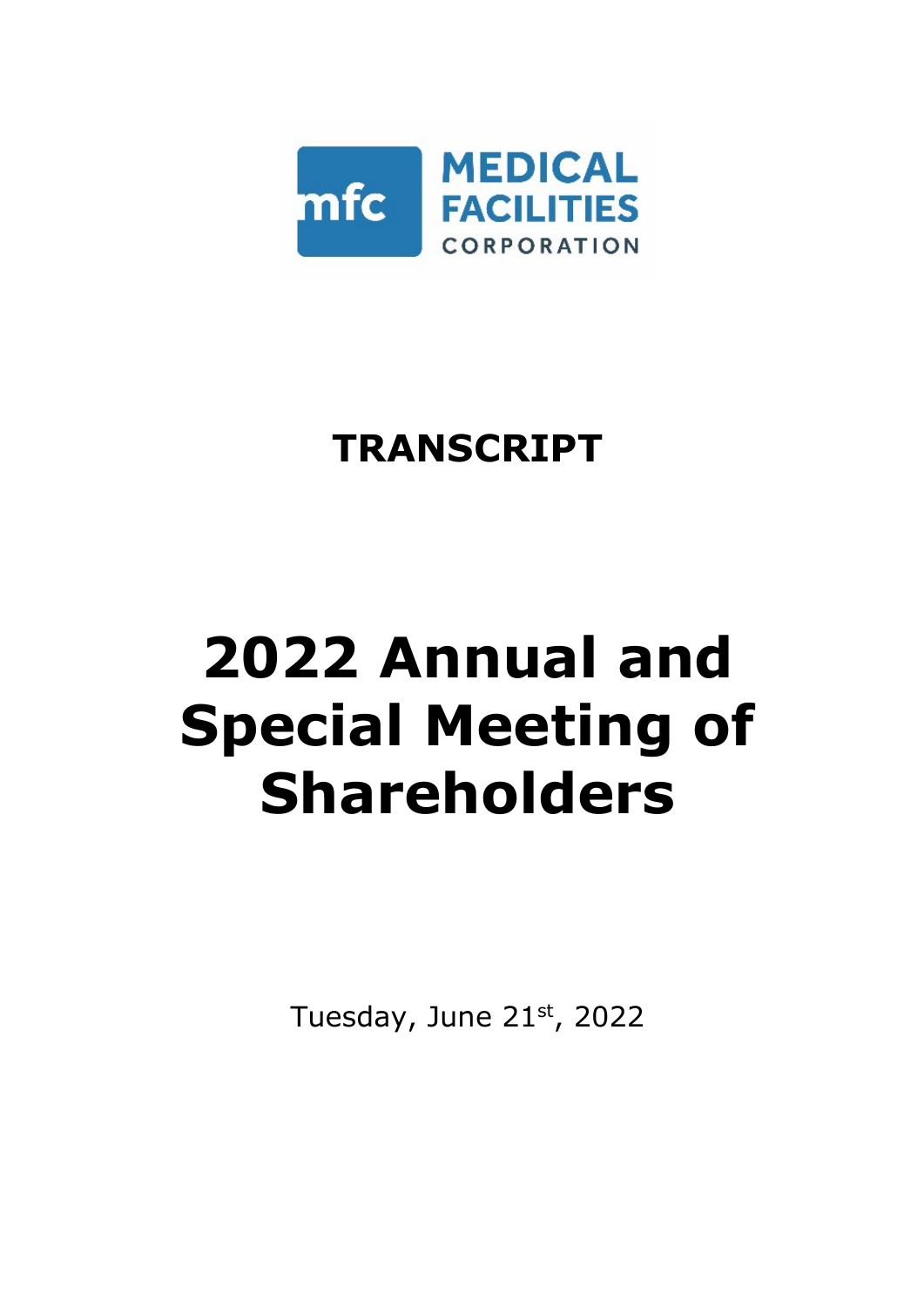mfc MEDICAL FACILITIES CORPORATION

# TRANSCRIPT

# 2022 Annual and Special Meeting of Shareholders

Tuesday, June 21st, 2022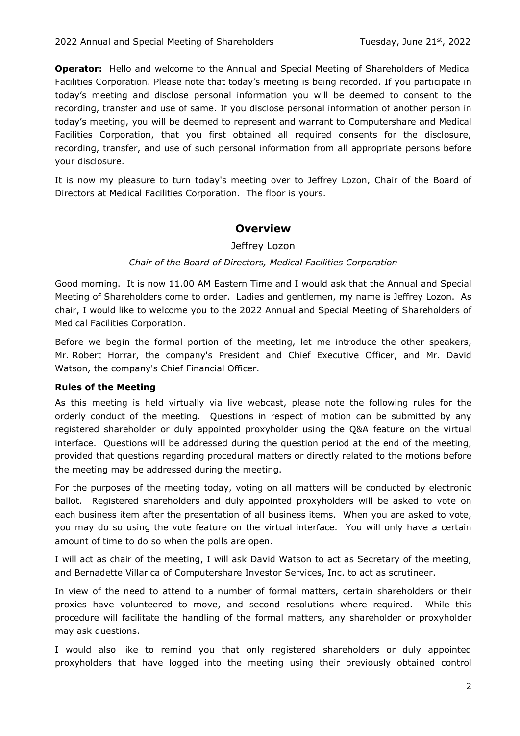**Operator:** Hello and welcome to the Annual and Special Meeting of Shareholders of Medical Facilities Corporation. Please note that today's meeting is being recorded. If you participate in today's meeting and disclose personal information you will be deemed to consent to the recording, transfer and use of same. If you disclose personal information of another person in today's meeting, you will be deemed to represent and warrant to Computershare and Medical Facilities Corporation, that you first obtained all required consents for the disclosure, recording, transfer, and use of such personal information from all appropriate persons before your disclosure.

It is now my pleasure to turn today's meeting over to Jeffrey Lozon, Chair of the Board of Directors at Medical Facilities Corporation. The floor is yours.

## Overview

Jeffrey Lozon

*Chair of the Board of Directors, Medical Facilities Corporation*

Good morning. It is now 11.00 AM Eastern Time and I would ask that the Annual and Special Meeting of Shareholders come to order. Ladies and gentlemen, my name is Jeffrey Lozon. As chair, I would like to welcome you to the 2022 Annual and Special Meeting of Shareholders of Medical Facilities Corporation.

Before we begin the formal portion of the meeting, let me introduce the other speakers, Mr. Robert Horrar, the company's President and Chief Executive Officer, and Mr. David Watson, the company's Chief Financial Officer.

**Rules of the Meeting**

As this meeting is held virtually via live webcast, please note the following rules for the orderly conduct of the meeting. Questions in respect of motion can be submitted by any registered shareholder or duly appointed proxyholder using the Q&A feature on the virtual interface. Questions will be addressed during the question period at the end of the meeting, provided that questions regarding procedural matters or directly related to the motions before the meeting may be addressed during the meeting.

For the purposes of the meeting today, voting on all matters will be conducted by electronic ballot. Registered shareholders and duly appointed proxyholders will be asked to vote on each business item after the presentation of all business items. When you are asked to vote, you may do so using the vote feature on the virtual interface. You will only have a certain amount of time to do so when the polls are open.

I will act as chair of the meeting, I will ask David Watson to act as Secretary of the meeting, and Bernadette Villarica of Computershare Investor Services, Inc. to act as scrutineer.

In view of the need to attend to a number of formal matters, certain shareholders or their proxies have volunteered to move, and second resolutions where required. While this procedure will facilitate the handling of the formal matters, any shareholder or proxyholder may ask questions.

I would also like to remind you that only registered shareholders or duly appointed proxyholders that have logged into the meeting using their previously obtained control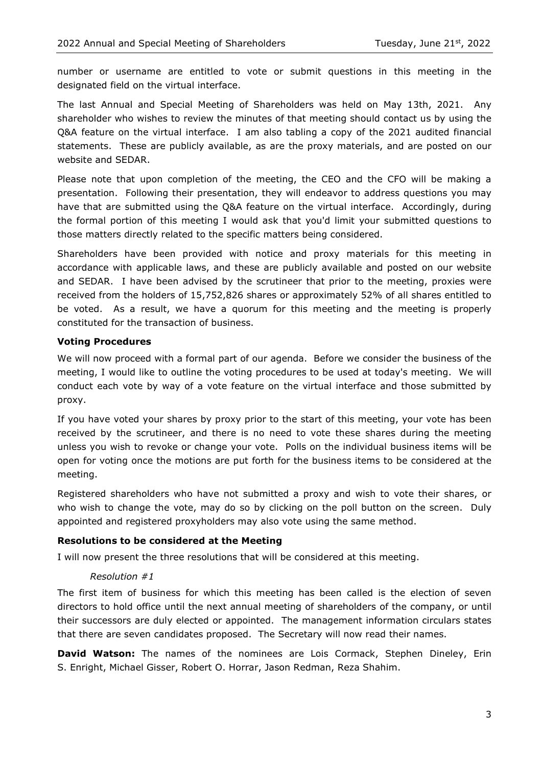number or username are entitled to vote or submit questions in this meeting in the designated field on the virtual interface.

The last Annual and Special Meeting of Shareholders was held on May 13th, 2021. Any shareholder who wishes to review the minutes of that meeting should contact us by using the Q&A feature on the virtual interface. I am also tabling a copy of the 2021 audited financial statements. These are publicly available, as are the proxy materials, and are posted on our website and SEDAR.

Please note that upon completion of the meeting, the CEO and the CFO will be making a presentation. Following their presentation, they will endeavor to address questions you may have that are submitted using the Q&A feature on the virtual interface. Accordingly, during the formal portion of this meeting I would ask that you'd limit your submitted questions to those matters directly related to the specific matters being considered.

Shareholders have been provided with notice and proxy materials for this meeting in accordance with applicable laws, and these are publicly available and posted on our website and SEDAR. I have been advised by the scrutineer that prior to the meeting, proxies were received from the holders of 15,752,826 shares or approximately 52% of all shares entitled to be voted. As a result, we have a quorum for this meeting and the meeting is properly constituted for the transaction of business.

**Voting Procedures**

We will now proceed with a formal part of our agenda. Before we consider the business of the meeting, I would like to outline the voting procedures to be used at today's meeting. We will conduct each vote by way of a vote feature on the virtual interface and those submitted by proxy.

If you have voted your shares by proxy prior to the start of this meeting, your vote has been received by the scrutineer, and there is no need to vote these shares during the meeting unless you wish to revoke or change your vote. Polls on the individual business items will be open for voting once the motions are put forth for the business items to be considered at the meeting.

Registered shareholders who have not submitted a proxy and wish to vote their shares, or who wish to change the vote, may do so by clicking on the poll button on the screen. Duly appointed and registered proxyholders may also vote using the same method.

**Resolutions to be considered at the Meeting**

I will now present the three resolutions that will be considered at this meeting.

*Resolution #1*

The first item of business for which this meeting has been called is the election of seven directors to hold office until the next annual meeting of shareholders of the company, or until their successors are duly elected or appointed. The management information circulars states that there are seven candidates proposed. The Secretary will now read their names.

**David Watson:** The names of the nominees are Lois Cormack, Stephen Dineley, Erin S. Enright, Michael Gisser, Robert O. Horrar, Jason Redman, Reza Shahim.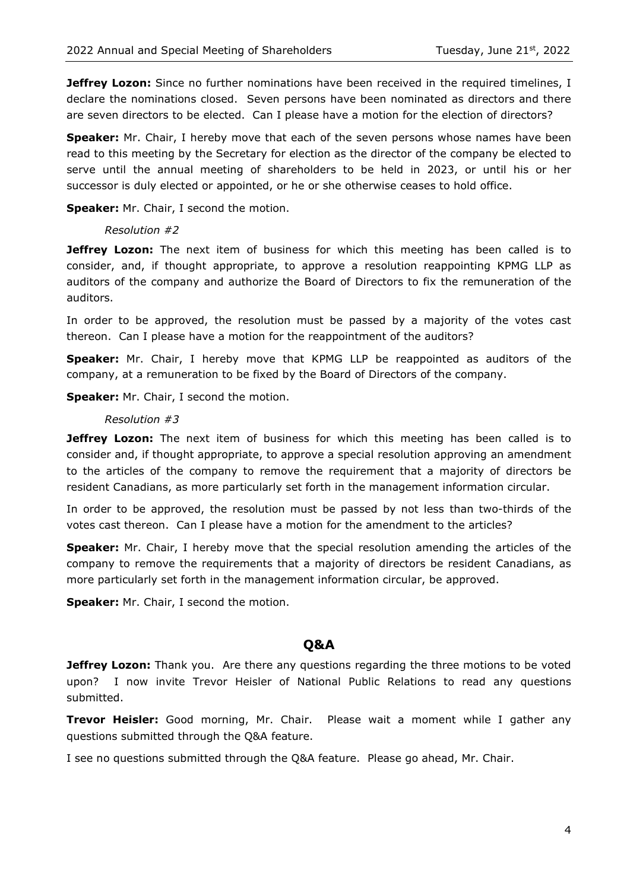**Jeffrey Lozon:** Since no further nominations have been received in the required timelines, I declare the nominations closed. Seven persons have been nominated as directors and there are seven directors to be elected. Can I please have a motion for the election of directors?

**Speaker:** Mr. Chair, I hereby move that each of the seven persons whose names have been read to this meeting by the Secretary for election as the director of the company be elected to serve until the annual meeting of shareholders to be held in 2023, or until his or her successor is duly elected or appointed, or he or she otherwise ceases to hold office.

**Speaker:** Mr. Chair, I second the motion.

*Resolution #2*

**Jeffrey Lozon:** The next item of business for which this meeting has been called is to consider, and, if thought appropriate, to approve a resolution reappointing KPMG LLP as auditors of the company and authorize the Board of Directors to fix the remuneration of the auditors.

In order to be approved, the resolution must be passed by a majority of the votes cast thereon. Can I please have a motion for the reappointment of the auditors?

**Speaker:** Mr. Chair, I hereby move that KPMG LLP be reappointed as auditors of the company, at a remuneration to be fixed by the Board of Directors of the company.

**Speaker:** Mr. Chair, I second the motion.

*Resolution #3*

**Jeffrey Lozon:** The next item of business for which this meeting has been called is to consider and, if thought appropriate, to approve a special resolution approving an amendment to the articles of the company to remove the requirement that a majority of directors be resident Canadians, as more particularly set forth in the management information circular.

In order to be approved, the resolution must be passed by not less than two-thirds of the votes cast thereon. Can I please have a motion for the amendment to the articles?

**Speaker:** Mr. Chair, I hereby move that the special resolution amending the articles of the company to remove the requirements that a majority of directors be resident Canadians, as more particularly set forth in the management information circular, be approved.

**Speaker:** Mr. Chair, I second the motion.

## Q&A

**Jeffrey Lozon:** Thank you. Are there any questions regarding the three motions to be voted upon? I now invite Trevor Heisler of National Public Relations to read any questions submitted.

**Trevor Heisler:** Good morning, Mr. Chair. Please wait a moment while I gather any questions submitted through the Q&A feature.

I see no questions submitted through the Q&A feature. Please go ahead, Mr. Chair.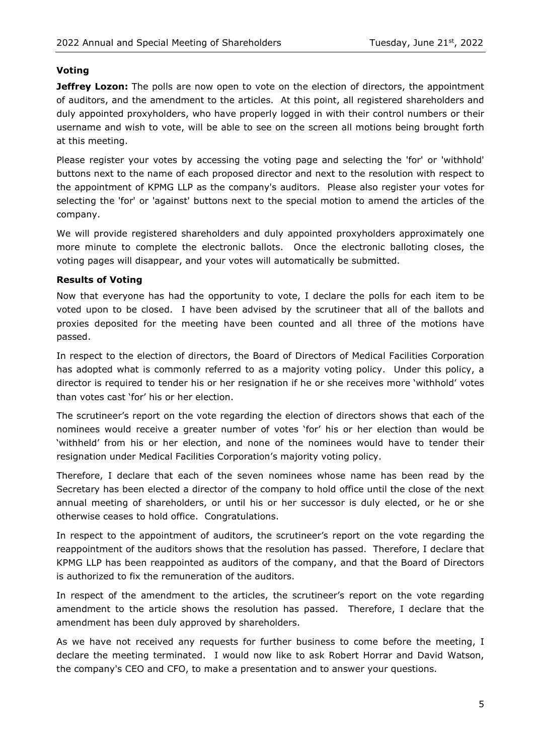**Voting**

**Jeffrey Lozon:** The polls are now open to vote on the election of directors, the appointment of auditors, and the amendment to the articles. At this point, all registered shareholders and duly appointed proxyholders, who have properly logged in with their control numbers or their username and wish to vote, will be able to see on the screen all motions being brought forth at this meeting.

Please register your votes by accessing the voting page and selecting the 'for' or 'withhold' buttons next to the name of each proposed director and next to the resolution with respect to the appointment of KPMG LLP as the company's auditors. Please also register your votes for selecting the 'for' or 'against' buttons next to the special motion to amend the articles of the company.

We will provide registered shareholders and duly appointed proxyholders approximately one more minute to complete the electronic ballots. Once the electronic balloting closes, the voting pages will disappear, and your votes will automatically be submitted.

**Results of Voting**

Now that everyone has had the opportunity to vote, I declare the polls for each item to be voted upon to be closed. I have been advised by the scrutineer that all of the ballots and proxies deposited for the meeting have been counted and all three of the motions have passed.

In respect to the election of directors, the Board of Directors of Medical Facilities Corporation has adopted what is commonly referred to as a majority voting policy. Under this policy, a director is required to tender his or her resignation if he or she receives more 'withhold' votes than votes cast 'for' his or her election.

The scrutineer's report on the vote regarding the election of directors shows that each of the nominees would receive a greater number of votes 'for' his or her election than would be 'withheld' from his or her election, and none of the nominees would have to tender their resignation under Medical Facilities Corporation's majority voting policy.

Therefore, I declare that each of the seven nominees whose name has been read by the Secretary has been elected a director of the company to hold office until the close of the next annual meeting of shareholders, or until his or her successor is duly elected, or he or she otherwise ceases to hold office. Congratulations.

In respect to the appointment of auditors, the scrutineer's report on the vote regarding the reappointment of the auditors shows that the resolution has passed. Therefore, I declare that KPMG LLP has been reappointed as auditors of the company, and that the Board of Directors is authorized to fix the remuneration of the auditors.

In respect of the amendment to the articles, the scrutineer's report on the vote regarding amendment to the article shows the resolution has passed. Therefore, I declare that the amendment has been duly approved by shareholders.

As we have not received any requests for further business to come before the meeting, I declare the meeting terminated. I would now like to ask Robert Horrar and David Watson, the company's CEO and CFO, to make a presentation and to answer your questions.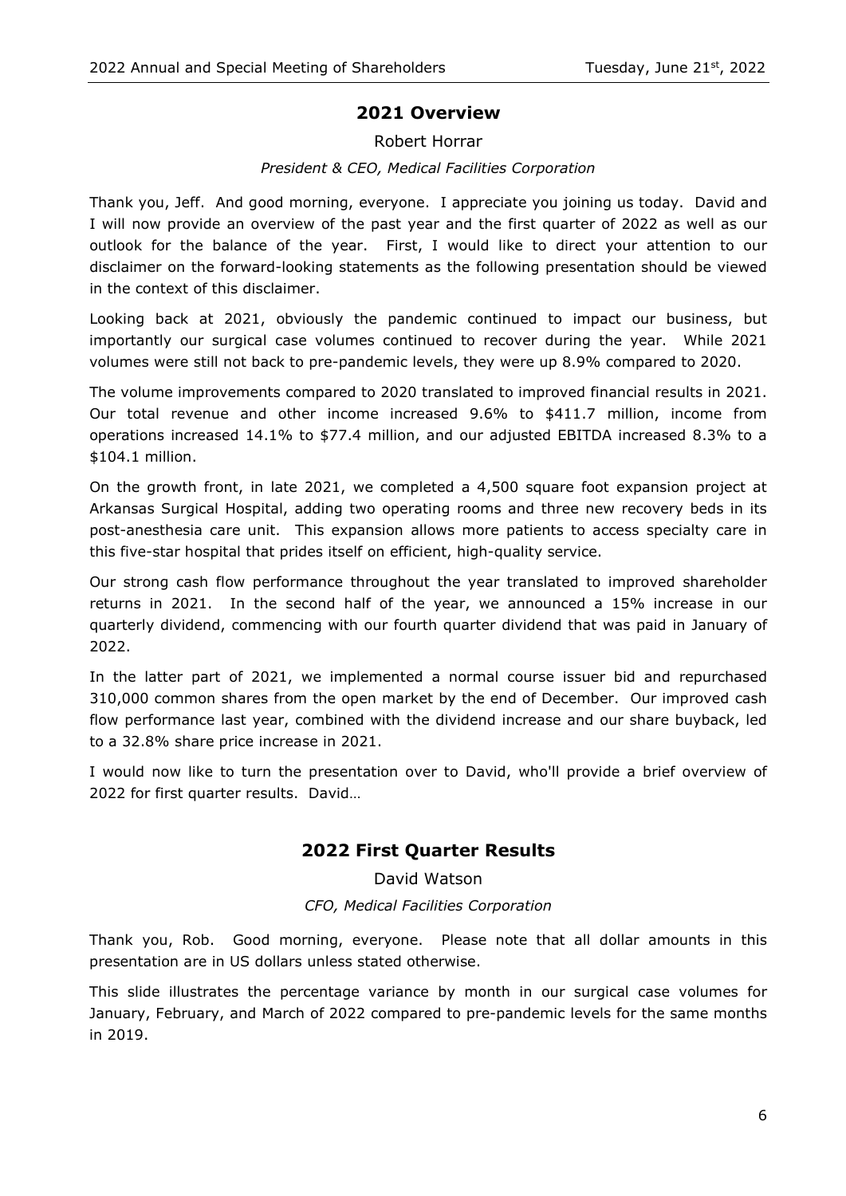## 2021 Overview

Robert Horrar

*President & CEO, Medical Facilities Corporation*

Thank you, Jeff. And good morning, everyone. I appreciate you joining us today. David and I will now provide an overview of the past year and the first quarter of 2022 as well as our outlook for the balance of the year. First, I would like to direct your attention to our disclaimer on the forward-looking statements as the following presentation should be viewed in the context of this disclaimer.

Looking back at 2021, obviously the pandemic continued to impact our business, but importantly our surgical case volumes continued to recover during the year. While 2021 volumes were still not back to pre-pandemic levels, they were up 8.9% compared to 2020.

The volume improvements compared to 2020 translated to improved financial results in 2021. Our total revenue and other income increased 9.6% to $411.7 million, income from operations increased 14.1% to $77.4 million, and our adjusted EBITDA increased 8.3% to a $104.1 million.

On the growth front, in late 2021, we completed a 4,500 square foot expansion project at Arkansas Surgical Hospital, adding two operating rooms and three new recovery beds in its post-anesthesia care unit. This expansion allows more patients to access specialty care in this five-star hospital that prides itself on efficient, high-quality service.

Our strong cash flow performance throughout the year translated to improved shareholder returns in 2021. In the second half of the year, we announced a 15% increase in our quarterly dividend, commencing with our fourth quarter dividend that was paid in January of 2022.

In the latter part of 2021, we implemented a normal course issuer bid and repurchased 310,000 common shares from the open market by the end of December. Our improved cash flow performance last year, combined with the dividend increase and our share buyback, led to a 32.8% share price increase in 2021.

I would now like to turn the presentation over to David, who'll provide a brief overview of 2022 for first quarter results. David…

## 2022 First Quarter Results

David Watson

*CFO, Medical Facilities Corporation*

Thank you, Rob. Good morning, everyone. Please note that all dollar amounts in this presentation are in US dollars unless stated otherwise.

This slide illustrates the percentage variance by month in our surgical case volumes for January, February, and March of 2022 compared to pre-pandemic levels for the same months in 2019.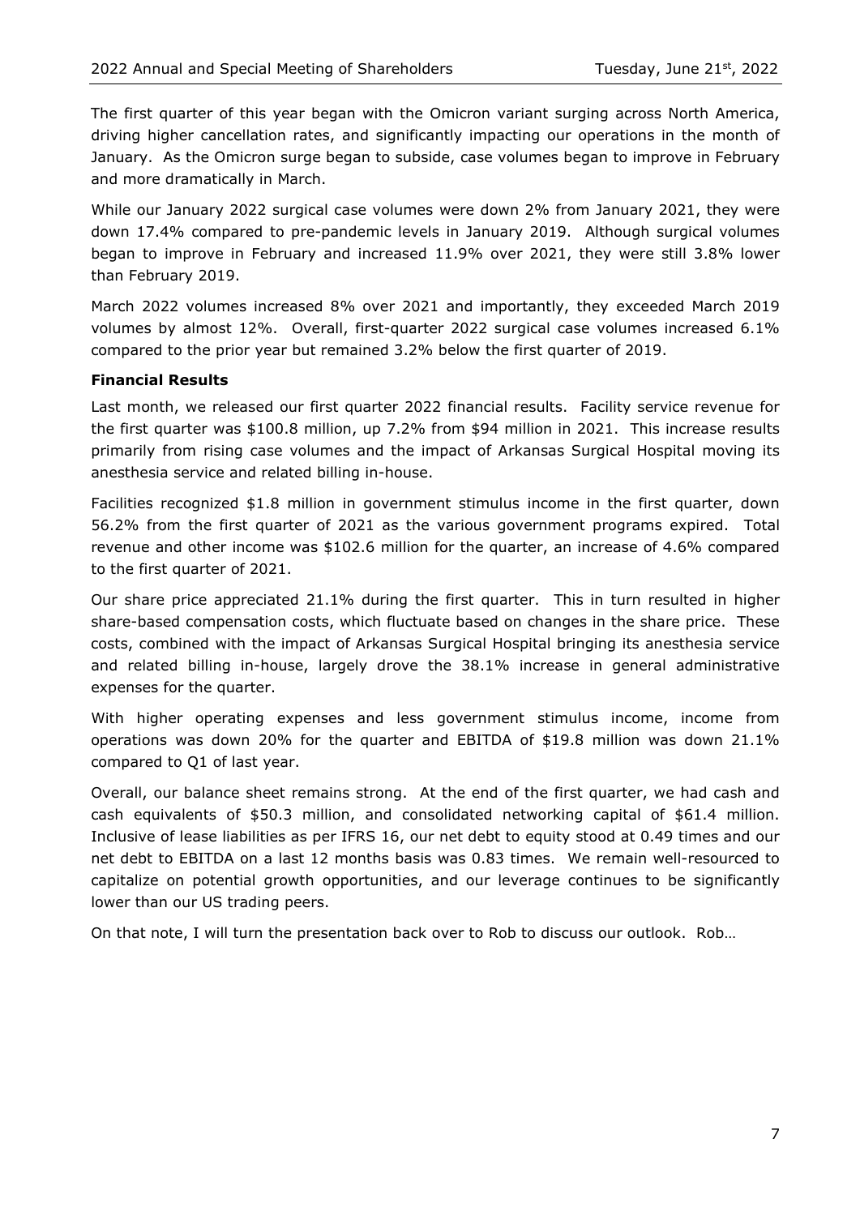The first quarter of this year began with the Omicron variant surging across North America, driving higher cancellation rates, and significantly impacting our operations in the month of January. As the Omicron surge began to subside, case volumes began to improve in February and more dramatically in March.

While our January 2022 surgical case volumes were down 2% from January 2021, they were down 17.4% compared to pre-pandemic levels in January 2019. Although surgical volumes began to improve in February and increased 11.9% over 2021, they were still 3.8% lower than February 2019.

March 2022 volumes increased 8% over 2021 and importantly, they exceeded March 2019 volumes by almost 12%. Overall, first-quarter 2022 surgical case volumes increased 6.1% compared to the prior year but remained 3.2% below the first quarter of 2019.

**Financial Results**

Last month, we released our first quarter 2022 financial results. Facility service revenue for the first quarter was $100.8 million, up 7.2% from $94 million in 2021. This increase results primarily from rising case volumes and the impact of Arkansas Surgical Hospital moving its anesthesia service and related billing in-house.

Facilities recognized $1.8 million in government stimulus income in the first quarter, down 56.2% from the first quarter of 2021 as the various government programs expired. Total revenue and other income was $102.6 million for the quarter, an increase of 4.6% compared to the first quarter of 2021.

Our share price appreciated 21.1% during the first quarter. This in turn resulted in higher share-based compensation costs, which fluctuate based on changes in the share price. These costs, combined with the impact of Arkansas Surgical Hospital bringing its anesthesia service and related billing in-house, largely drove the 38.1% increase in general administrative expenses for the quarter.

With higher operating expenses and less government stimulus income, income from operations was down 20% for the quarter and EBITDA of $19.8 million was down 21.1% compared to Q1 of last year.

Overall, our balance sheet remains strong. At the end of the first quarter, we had cash and cash equivalents of $50.3 million, and consolidated networking capital of $61.4 million. Inclusive of lease liabilities as per IFRS 16, our net debt to equity stood at 0.49 times and our net debt to EBITDA on a last 12 months basis was 0.83 times. We remain well-resourced to capitalize on potential growth opportunities, and our leverage continues to be significantly lower than our US trading peers.

On that note, I will turn the presentation back over to Rob to discuss our outlook. Rob…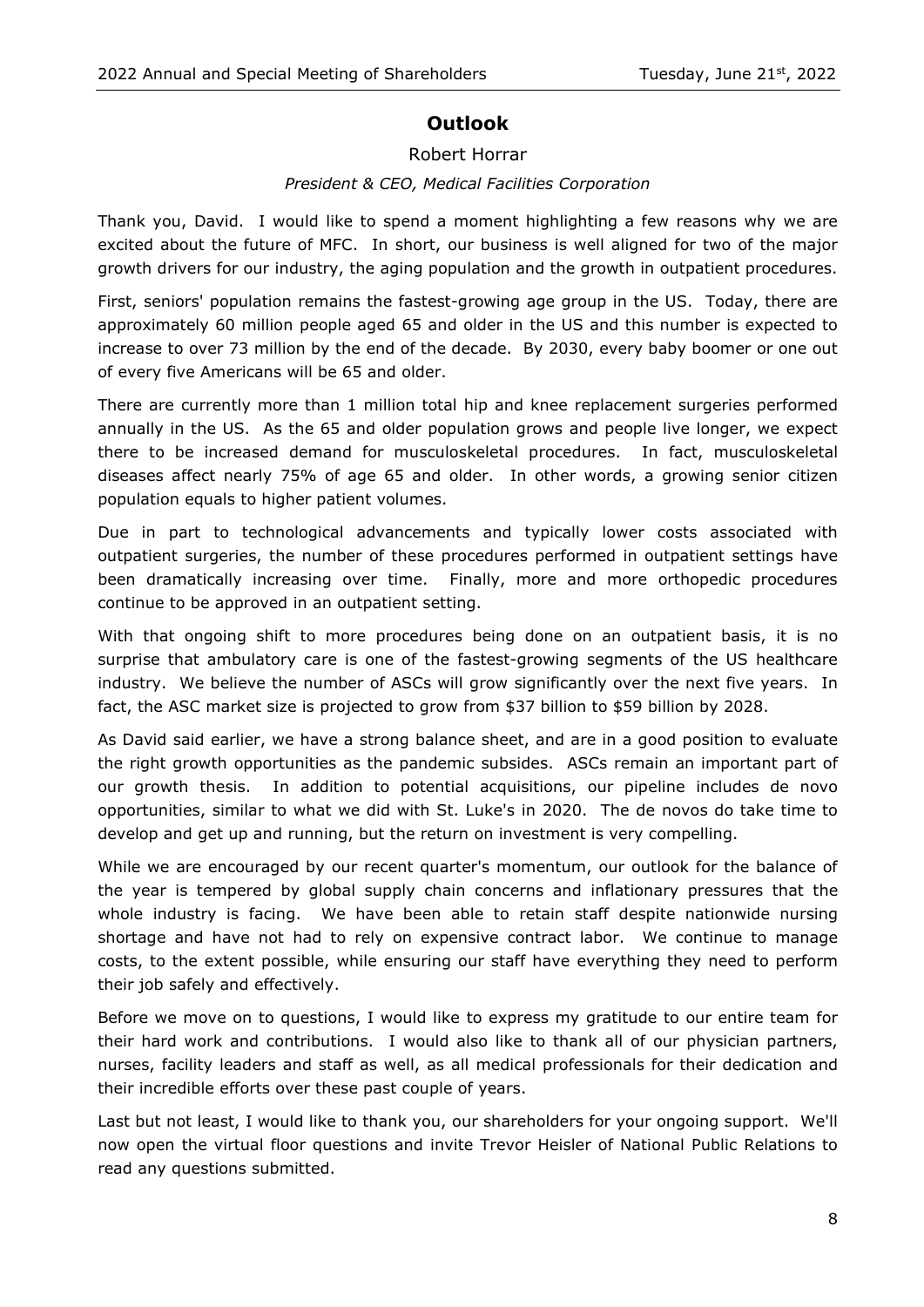## Outlook

Robert Horrar

*President & CEO, Medical Facilities Corporation*

Thank you, David. I would like to spend a moment highlighting a few reasons why we are excited about the future of MFC. In short, our business is well aligned for two of the major growth drivers for our industry, the aging population and the growth in outpatient procedures.

First, seniors' population remains the fastest-growing age group in the US. Today, there are approximately 60 million people aged 65 and older in the US and this number is expected to increase to over 73 million by the end of the decade. By 2030, every baby boomer or one out of every five Americans will be 65 and older.

There are currently more than 1 million total hip and knee replacement surgeries performed annually in the US. As the 65 and older population grows and people live longer, we expect there to be increased demand for musculoskeletal procedures. In fact, musculoskeletal diseases affect nearly 75% of age 65 and older. In other words, a growing senior citizen population equals to higher patient volumes.

Due in part to technological advancements and typically lower costs associated with outpatient surgeries, the number of these procedures performed in outpatient settings have been dramatically increasing over time. Finally, more and more orthopedic procedures continue to be approved in an outpatient setting.

With that ongoing shift to more procedures being done on an outpatient basis, it is no surprise that ambulatory care is one of the fastest-growing segments of the US healthcare industry. We believe the number of ASCs will grow significantly over the next five years. In fact, the ASC market size is projected to grow from $37 billion to $59 billion by 2028.

As David said earlier, we have a strong balance sheet, and are in a good position to evaluate the right growth opportunities as the pandemic subsides. ASCs remain an important part of our growth thesis. In addition to potential acquisitions, our pipeline includes de novo opportunities, similar to what we did with St. Luke's in 2020. The de novos do take time to develop and get up and running, but the return on investment is very compelling.

While we are encouraged by our recent quarter's momentum, our outlook for the balance of the year is tempered by global supply chain concerns and inflationary pressures that the whole industry is facing. We have been able to retain staff despite nationwide nursing shortage and have not had to rely on expensive contract labor. We continue to manage costs, to the extent possible, while ensuring our staff have everything they need to perform their job safely and effectively.

Before we move on to questions, I would like to express my gratitude to our entire team for their hard work and contributions. I would also like to thank all of our physician partners, nurses, facility leaders and staff as well, as all medical professionals for their dedication and their incredible efforts over these past couple of years.

Last but not least, I would like to thank you, our shareholders for your ongoing support. We'll now open the virtual floor questions and invite Trevor Heisler of National Public Relations to read any questions submitted.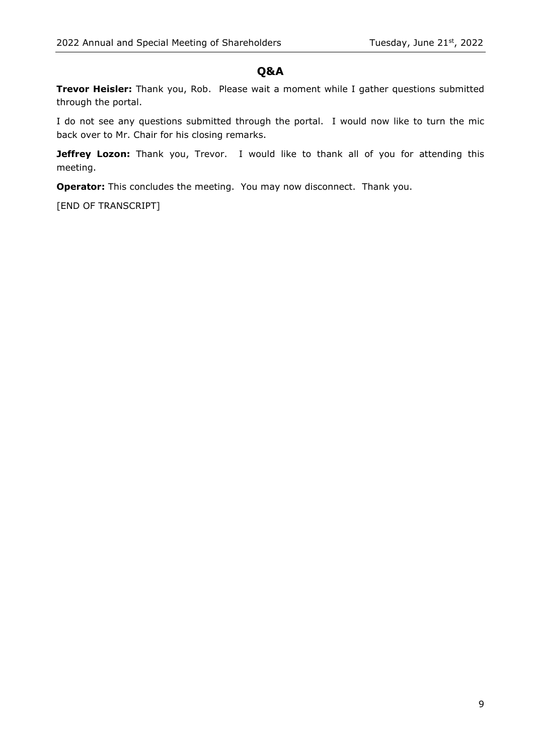## Q&A

**Trevor Heisler:** Thank you, Rob. Please wait a moment while I gather questions submitted through the portal.

I do not see any questions submitted through the portal. I would now like to turn the mic back over to Mr. Chair for his closing remarks.

**Jeffrey Lozon:** Thank you, Trevor. I would like to thank all of you for attending this meeting.

**Operator:** This concludes the meeting. You may now disconnect. Thank you.

[END OF TRANSCRIPT]